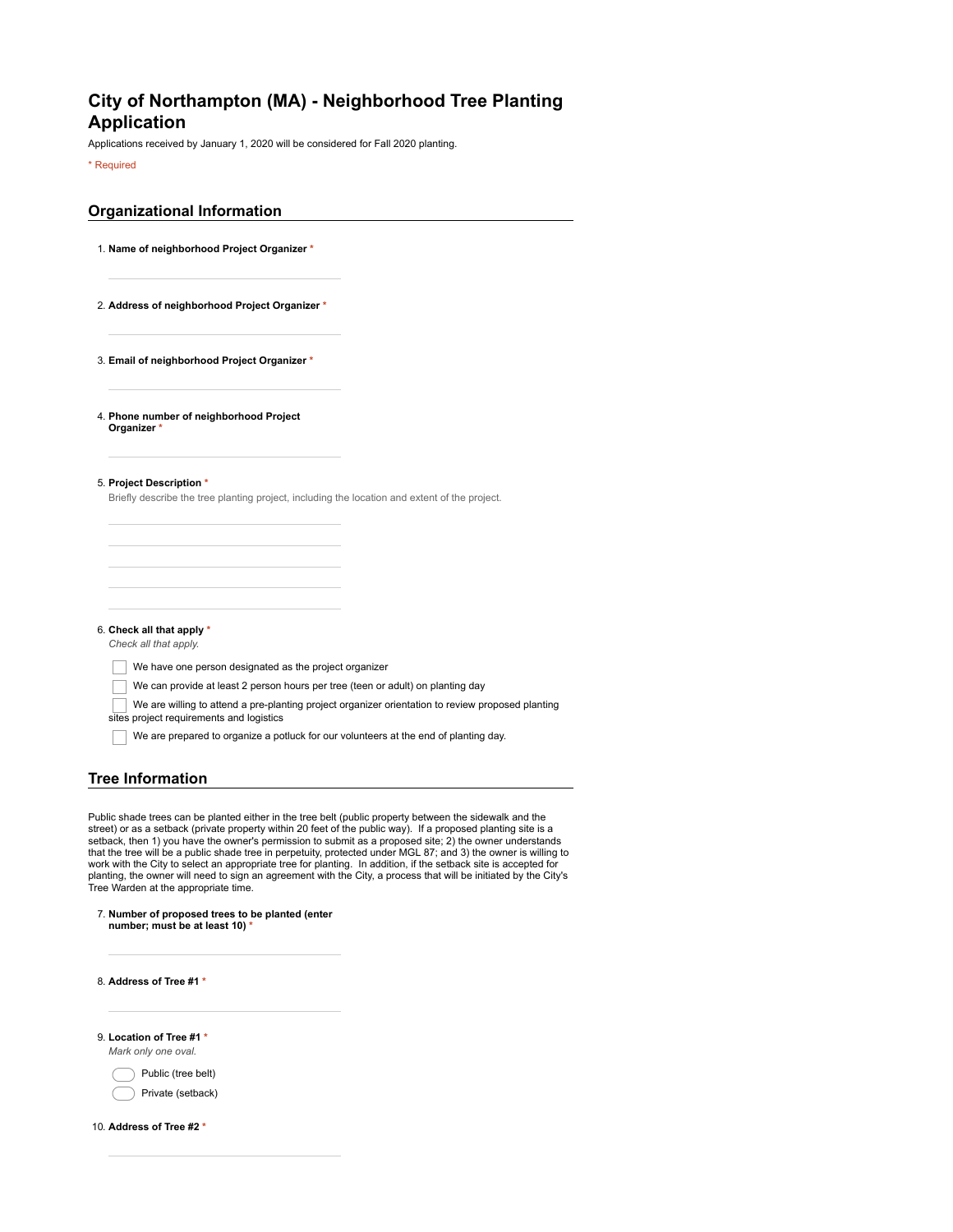# City of Northampton (MA) - Neighborhood Tree Planting Application

Applications received by January 1, 2020 will be considered for Fall 2020 planting.

* Required

## Organizational Information

1. **Name of neighborhood Project Organizer** *

2. **Address of neighborhood Project Organizer** *

3. **Email of neighborhood Project Organizer** *

4. **Phone number of neighborhood Project Organizer** *

5. **Project Description** *
   Briefly describe the tree planting project, including the location and extent of the project.

6. **Check all that apply** *
   *Check all that apply.*

   - [ ] We have one person designated as the project organizer
   - [ ] We can provide at least 2 person hours per tree (teen or adult) on planting day
   - [ ] We are willing to attend a pre-planting project organizer orientation to review proposed planting sites project requirements and logistics
   - [ ] We are prepared to organize a potluck for our volunteers at the end of planting day.

## Tree Information

Public shade trees can be planted either in the tree belt (public property between the sidewalk and the street) or as a setback (private property within 20 feet of the public way). If a proposed planting site is a setback, then 1) you have the owner's permission to submit as a proposed site; 2) the owner understands that the tree will be a public shade tree in perpetuity, protected under MGL 87; and 3) the owner is willing to work with the City to select an appropriate tree for planting. In addition, if the setback site is accepted for planting, the owner will need to sign an agreement with the City, a process that will be initiated by the City's Tree Warden at the appropriate time.

7. **Number of proposed trees to be planted (enter number; must be at least 10)** *

8. **Address of Tree #1** *

9. **Location of Tree #1** *
   *Mark only one oval.*

   - ( ) Public (tree belt)
   - ( ) Private (setback)

10. **Address of Tree #2** *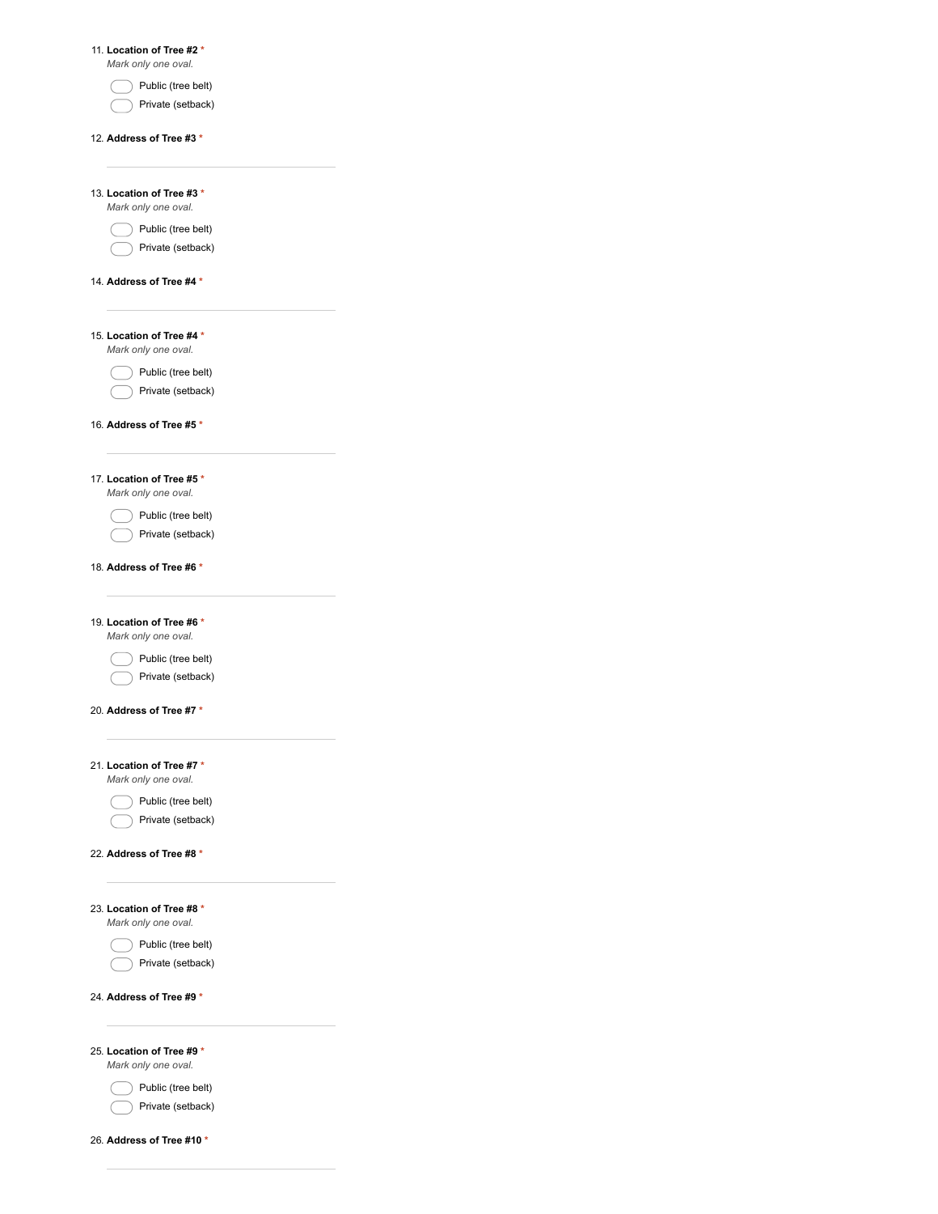11. **Location of Tree #2** *
*Mark only one oval.*

- ⬭ Public (tree belt)
- ⬭ Private (setback)

12. **Address of Tree #3** *

_______________________________

13. **Location of Tree #3** *
*Mark only one oval.*

- ⬭ Public (tree belt)
- ⬭ Private (setback)

14. **Address of Tree #4** *

_______________________________

15. **Location of Tree #4** *
*Mark only one oval.*

- ⬭ Public (tree belt)
- ⬭ Private (setback)

16. **Address of Tree #5** *

_______________________________

17. **Location of Tree #5** *
*Mark only one oval.*

- ⬭ Public (tree belt)
- ⬭ Private (setback)

18. **Address of Tree #6** *

_______________________________

19. **Location of Tree #6** *
*Mark only one oval.*

- ⬭ Public (tree belt)
- ⬭ Private (setback)

20. **Address of Tree #7** *

_______________________________

21. **Location of Tree #7** *
*Mark only one oval.*

- ⬭ Public (tree belt)
- ⬭ Private (setback)

22. **Address of Tree #8** *

_______________________________

23. **Location of Tree #8** *
*Mark only one oval.*

- ⬭ Public (tree belt)
- ⬭ Private (setback)

24. **Address of Tree #9** *

_______________________________

25. **Location of Tree #9** *
*Mark only one oval.*

- ⬭ Public (tree belt)
- ⬭ Private (setback)

26. **Address of Tree #10** *

_______________________________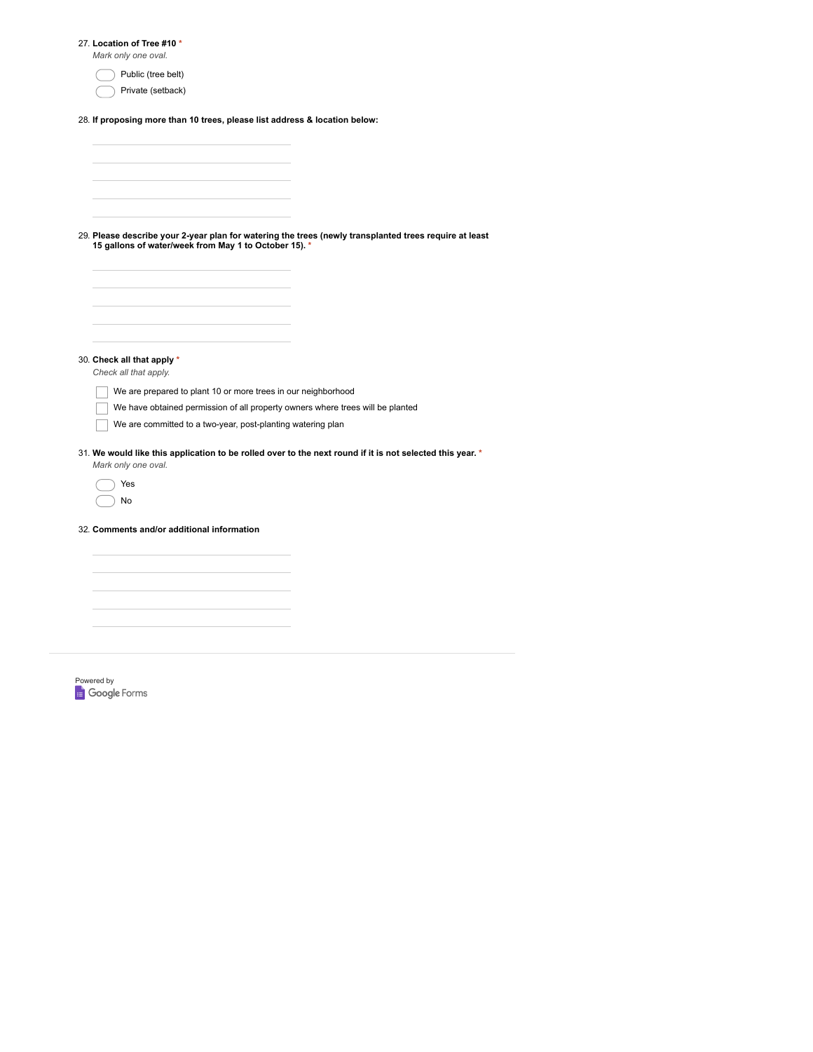27. **Location of Tree #10** *

*Mark only one oval.*

- Public (tree belt)
- Private (setback)

28. **If proposing more than 10 trees, please list address & location below:**

29. **Please describe your 2-year plan for watering the trees (newly transplanted trees require at least 15 gallons of water/week from May 1 to October 15).** *

30. **Check all that apply** *

*Check all that apply.*

- [ ] We are prepared to plant 10 or more trees in our neighborhood
- [ ] We have obtained permission of all property owners where trees will be planted
- [ ] We are committed to a two-year, post-planting watering plan

31. **We would like this application to be rolled over to the next round if it is not selected this year.** *

*Mark only one oval.*

- Yes
- No

32. **Comments and/or additional information**

Powered by Google Forms